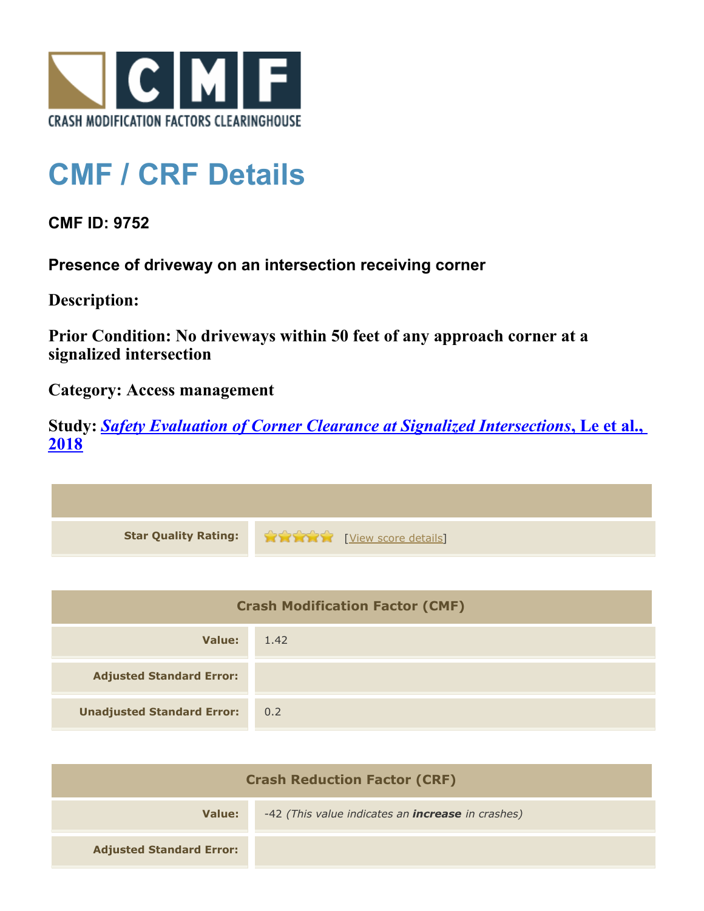CRASH MODIFICATION FACTORS CLEARINGHOUSE

# CMF / CRF Details

## CMF ID: 9752

### Presence of driveway on an intersection receiving corner

**Description:**

**Prior Condition: No driveways within 50 feet of any approach corner at a signalized intersection**

**Category: Access management**

**Study:** ***Safety Evaluation of Corner Clearance at Signalized Intersections*, Le et al., 2018**

| | |
|---|---|
| **Star Quality Rating:** | ★★★★★ [View score details] |

| Crash Modification Factor (CMF) | |
|---|---|
| **Value:** | 1.42 |
| **Adjusted Standard Error:** | |
| **Unadjusted Standard Error:** | 0.2 |

| Crash Reduction Factor (CRF) | |
|---|---|
| **Value:** | -42 *(This value indicates an **increase** in crashes)* |
| **Adjusted Standard Error:** | |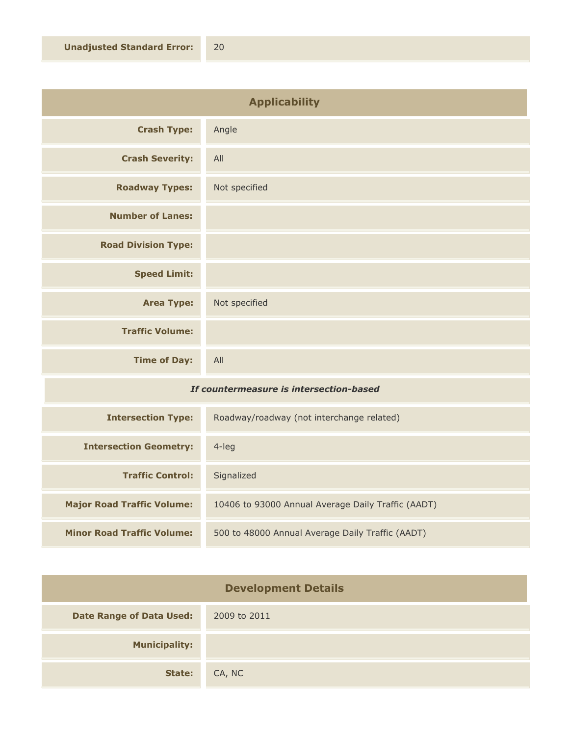| | |
|---|---|
| **Unadjusted Standard Error:** | 20 |

## Applicability

| | |
|---|---|
| **Crash Type:** | Angle |
| **Crash Severity:** | All |
| **Roadway Types:** | Not specified |
| **Number of Lanes:** | |
| **Road Division Type:** | |
| **Speed Limit:** | |
| **Area Type:** | Not specified |
| **Traffic Volume:** | |
| **Time of Day:** | All |

***If countermeasure is intersection-based***

| | |
|---|---|
| **Intersection Type:** | Roadway/roadway (not interchange related) |
| **Intersection Geometry:** | 4-leg |
| **Traffic Control:** | Signalized |
| **Major Road Traffic Volume:** | 10406 to 93000 Annual Average Daily Traffic (AADT) |
| **Minor Road Traffic Volume:** | 500 to 48000 Annual Average Daily Traffic (AADT) |

## Development Details

| | |
|---|---|
| **Date Range of Data Used:** | 2009 to 2011 |
| **Municipality:** | |
| **State:** | CA, NC |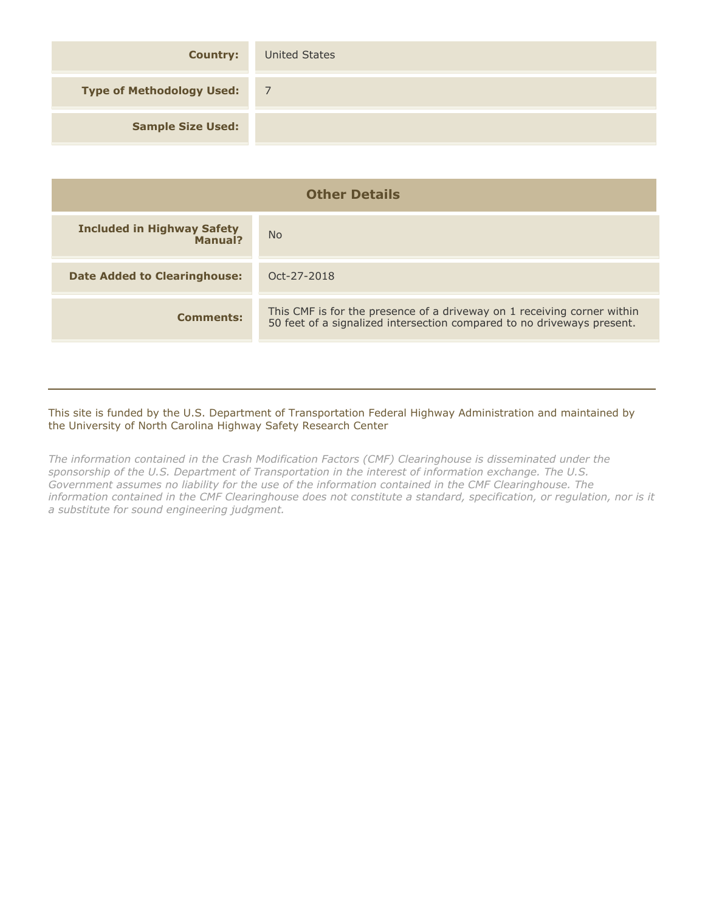| | |
|---|---|
| **Country:** | United States |
| **Type of Methodology Used:** | 7 |
| **Sample Size Used:** | |

## Other Details

| | |
|---|---|
| **Included in Highway Safety Manual?** | No |
| **Date Added to Clearinghouse:** | Oct-27-2018 |
| **Comments:** | This CMF is for the presence of a driveway on 1 receiving corner within 50 feet of a signalized intersection compared to no driveways present. |

---

This site is funded by the U.S. Department of Transportation Federal Highway Administration and maintained by the University of North Carolina Highway Safety Research Center

*The information contained in the Crash Modification Factors (CMF) Clearinghouse is disseminated under the sponsorship of the U.S. Department of Transportation in the interest of information exchange. The U.S. Government assumes no liability for the use of the information contained in the CMF Clearinghouse. The information contained in the CMF Clearinghouse does not constitute a standard, specification, or regulation, nor is it a substitute for sound engineering judgment.*